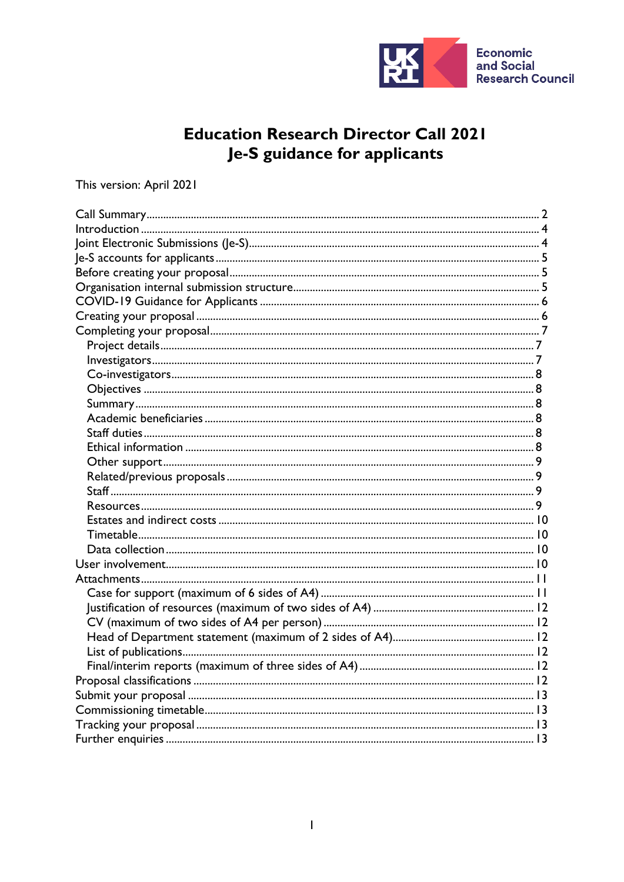# Education Research Director Call 2021
## Je-S guidance for applicants

This version: April 2021

- Call Summary .......... 2
- Introduction .......... 4
- Joint Electronic Submissions (Je-S) .......... 4
- Je-S accounts for applicants .......... 5
- Before creating your proposal .......... 5
- Organisation internal submission structure .......... 5
- COVID-19 Guidance for Applicants .......... 6
- Creating your proposal .......... 6
- Completing your proposal .......... 7
  - Project details .......... 7
  - Investigators .......... 7
  - Co-investigators .......... 8
  - Objectives .......... 8
  - Summary .......... 8
  - Academic beneficiaries .......... 8
  - Staff duties .......... 8
  - Ethical information .......... 8
  - Other support .......... 9
  - Related/previous proposals .......... 9
  - Staff .......... 9
  - Resources .......... 9
  - Estates and indirect costs .......... 10
  - Timetable .......... 10
  - Data collection .......... 10
- User involvement .......... 10
- Attachments .......... 11
  - Case for support (maximum of 6 sides of A4) .......... 11
  - Justification of resources (maximum of two sides of A4) .......... 12
  - CV (maximum of two sides of A4 per person) .......... 12
  - Head of Department statement (maximum of 2 sides of A4) .......... 12
  - List of publications .......... 12
  - Final/interim reports (maximum of three sides of A4) .......... 12
- Proposal classifications .......... 12
- Submit your proposal .......... 13
- Commissioning timetable .......... 13
- Tracking your proposal .......... 13
- Further enquiries .......... 13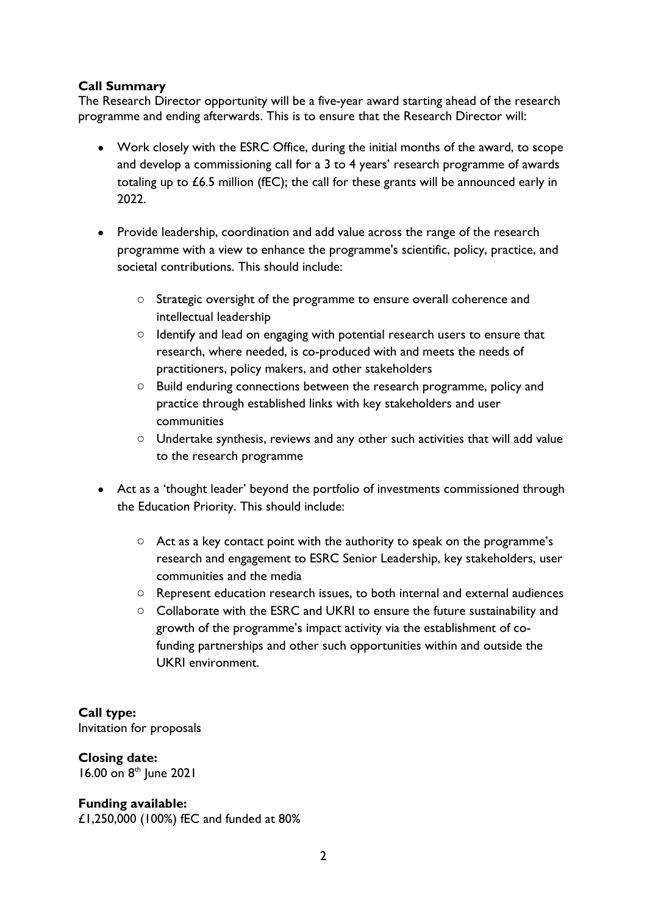**Call Summary**

The Research Director opportunity will be a five-year award starting ahead of the research programme and ending afterwards. This is to ensure that the Research Director will:

- Work closely with the ESRC Office, during the initial months of the award, to scope and develop a commissioning call for a 3 to 4 years' research programme of awards totaling up to £6.5 million (fEC); the call for these grants will be announced early in 2022.

- Provide leadership, coordination and add value across the range of the research programme with a view to enhance the programme's scientific, policy, practice, and societal contributions. This should include:

  - Strategic oversight of the programme to ensure overall coherence and intellectual leadership
  - Identify and lead on engaging with potential research users to ensure that research, where needed, is co-produced with and meets the needs of practitioners, policy makers, and other stakeholders
  - Build enduring connections between the research programme, policy and practice through established links with key stakeholders and user communities
  - Undertake synthesis, reviews and any other such activities that will add value to the research programme

- Act as a 'thought leader' beyond the portfolio of investments commissioned through the Education Priority. This should include:

  - Act as a key contact point with the authority to speak on the programme's research and engagement to ESRC Senior Leadership, key stakeholders, user communities and the media
  - Represent education research issues, to both internal and external audiences
  - Collaborate with the ESRC and UKRI to ensure the future sustainability and growth of the programme's impact activity via the establishment of co-funding partnerships and other such opportunities within and outside the UKRI environment.

**Call type:**
Invitation for proposals

**Closing date:**
16.00 on 8th June 2021

**Funding available:**
£1,250,000 (100%) fEC and funded at 80%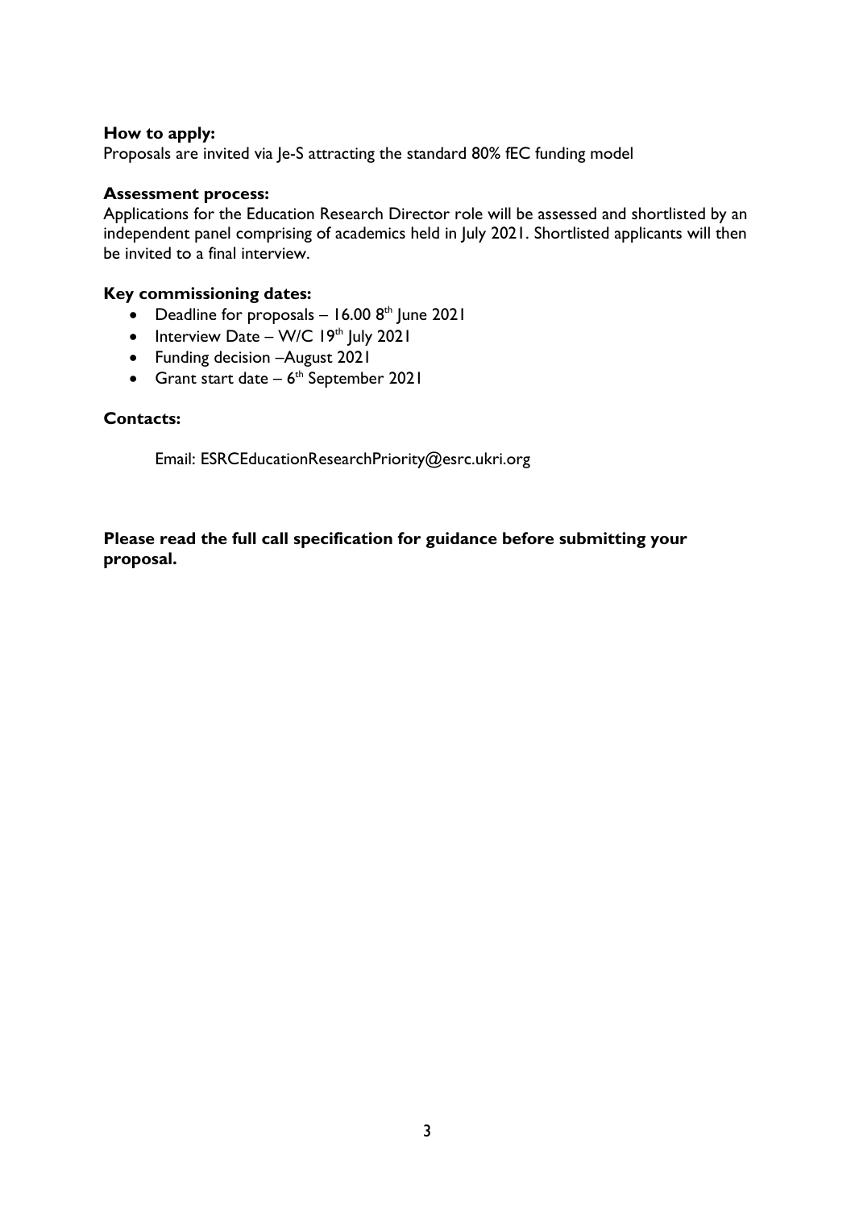**How to apply:**
Proposals are invited via Je-S attracting the standard 80% fEC funding model

**Assessment process:**
Applications for the Education Research Director role will be assessed and shortlisted by an independent panel comprising of academics held in July 2021. Shortlisted applicants will then be invited to a final interview.

**Key commissioning dates:**

- Deadline for proposals – 16.00 8th June 2021
- Interview Date – W/C 19th July 2021
- Funding decision –August 2021
- Grant start date – 6th September 2021

**Contacts:**

Email: ESRCEducationResearchPriority@esrc.ukri.org

**Please read the full call specification for guidance before submitting your proposal.**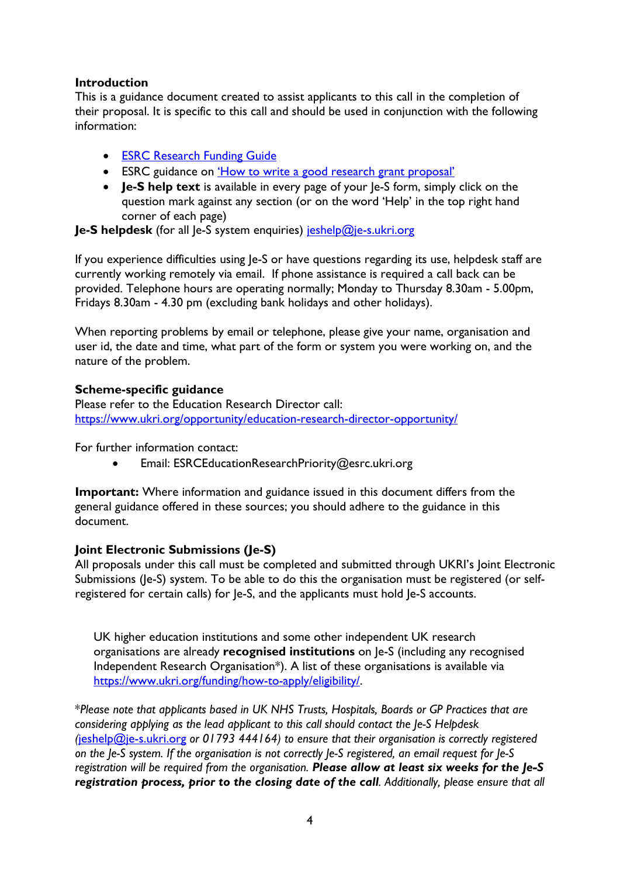**Introduction**
This is a guidance document created to assist applicants to this call in the completion of their proposal. It is specific to this call and should be used in conjunction with the following information:

- ESRC Research Funding Guide
- ESRC guidance on 'How to write a good research grant proposal'
- **Je-S help text** is available in every page of your Je-S form, simply click on the question mark against any section (or on the word 'Help' in the top right hand corner of each page)

**Je-S helpdesk** (for all Je-S system enquiries) jeshelp@je-s.ukri.org

If you experience difficulties using Je-S or have questions regarding its use, helpdesk staff are currently working remotely via email. If phone assistance is required a call back can be provided. Telephone hours are operating normally; Monday to Thursday 8.30am - 5.00pm, Fridays 8.30am - 4.30 pm (excluding bank holidays and other holidays).

When reporting problems by email or telephone, please give your name, organisation and user id, the date and time, what part of the form or system you were working on, and the nature of the problem.

**Scheme-specific guidance**
Please refer to the Education Research Director call:
https://www.ukri.org/opportunity/education-research-director-opportunity/

For further information contact:

- Email: ESRCEducationResearchPriority@esrc.ukri.org

**Important:** Where information and guidance issued in this document differs from the general guidance offered in these sources; you should adhere to the guidance in this document.

**Joint Electronic Submissions (Je-S)**
All proposals under this call must be completed and submitted through UKRI's Joint Electronic Submissions (Je-S) system. To be able to do this the organisation must be registered (or self-registered for certain calls) for Je-S, and the applicants must hold Je-S accounts.

UK higher education institutions and some other independent UK research organisations are already **recognised institutions** on Je-S (including any recognised Independent Research Organisation*). A list of these organisations is available via https://www.ukri.org/funding/how-to-apply/eligibility/.

**Please note that applicants based in UK NHS Trusts, Hospitals, Boards or GP Practices that are considering applying as the lead applicant to this call should contact the Je-S Helpdesk (jeshelp@je-s.ukri.org or 01793 444164) to ensure that their organisation is correctly registered on the Je-S system. If the organisation is not correctly Je-S registered, an email request for Je-S registration will be required from the organisation.* ***Please allow at least six weeks for the Je-S registration process, prior to the closing date of the call****. Additionally, please ensure that all*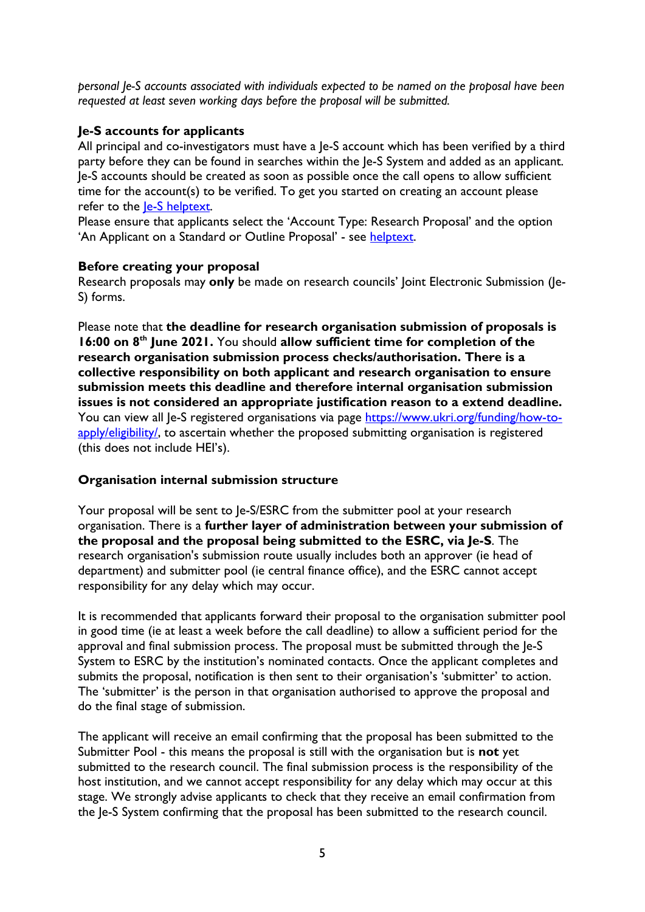*personal Je-S accounts associated with individuals expected to be named on the proposal have been requested at least seven working days before the proposal will be submitted.*

**Je-S accounts for applicants**

All principal and co-investigators must have a Je-S account which has been verified by a third party before they can be found in searches within the Je-S System and added as an applicant. Je-S accounts should be created as soon as possible once the call opens to allow sufficient time for the account(s) to be verified. To get you started on creating an account please refer to the [Je-S helptext](Je-S helptext).

Please ensure that applicants select the 'Account Type: Research Proposal' and the option 'An Applicant on a Standard or Outline Proposal' - see [helptext](helptext).

**Before creating your proposal**

Research proposals may **only** be made on research councils' Joint Electronic Submission (Je-S) forms.

Please note that **the deadline for research organisation submission of proposals is 16:00 on 8th June 2021.** You should **allow sufficient time for completion of the research organisation submission process checks/authorisation. There is a collective responsibility on both applicant and research organisation to ensure submission meets this deadline and therefore internal organisation submission issues is not considered an appropriate justification reason to a extend deadline.** You can view all Je-S registered organisations via page https://www.ukri.org/funding/how-to-apply/eligibility/, to ascertain whether the proposed submitting organisation is registered (this does not include HEI's).

**Organisation internal submission structure**

Your proposal will be sent to Je-S/ESRC from the submitter pool at your research organisation. There is a **further layer of administration between your submission of the proposal and the proposal being submitted to the ESRC, via Je-S**. The research organisation's submission route usually includes both an approver (ie head of department) and submitter pool (ie central finance office), and the ESRC cannot accept responsibility for any delay which may occur.

It is recommended that applicants forward their proposal to the organisation submitter pool in good time (ie at least a week before the call deadline) to allow a sufficient period for the approval and final submission process. The proposal must be submitted through the Je-S System to ESRC by the institution's nominated contacts. Once the applicant completes and submits the proposal, notification is then sent to their organisation's 'submitter' to action. The 'submitter' is the person in that organisation authorised to approve the proposal and do the final stage of submission.

The applicant will receive an email confirming that the proposal has been submitted to the Submitter Pool - this means the proposal is still with the organisation but is **not** yet submitted to the research council. The final submission process is the responsibility of the host institution, and we cannot accept responsibility for any delay which may occur at this stage. We strongly advise applicants to check that they receive an email confirmation from the Je-S System confirming that the proposal has been submitted to the research council.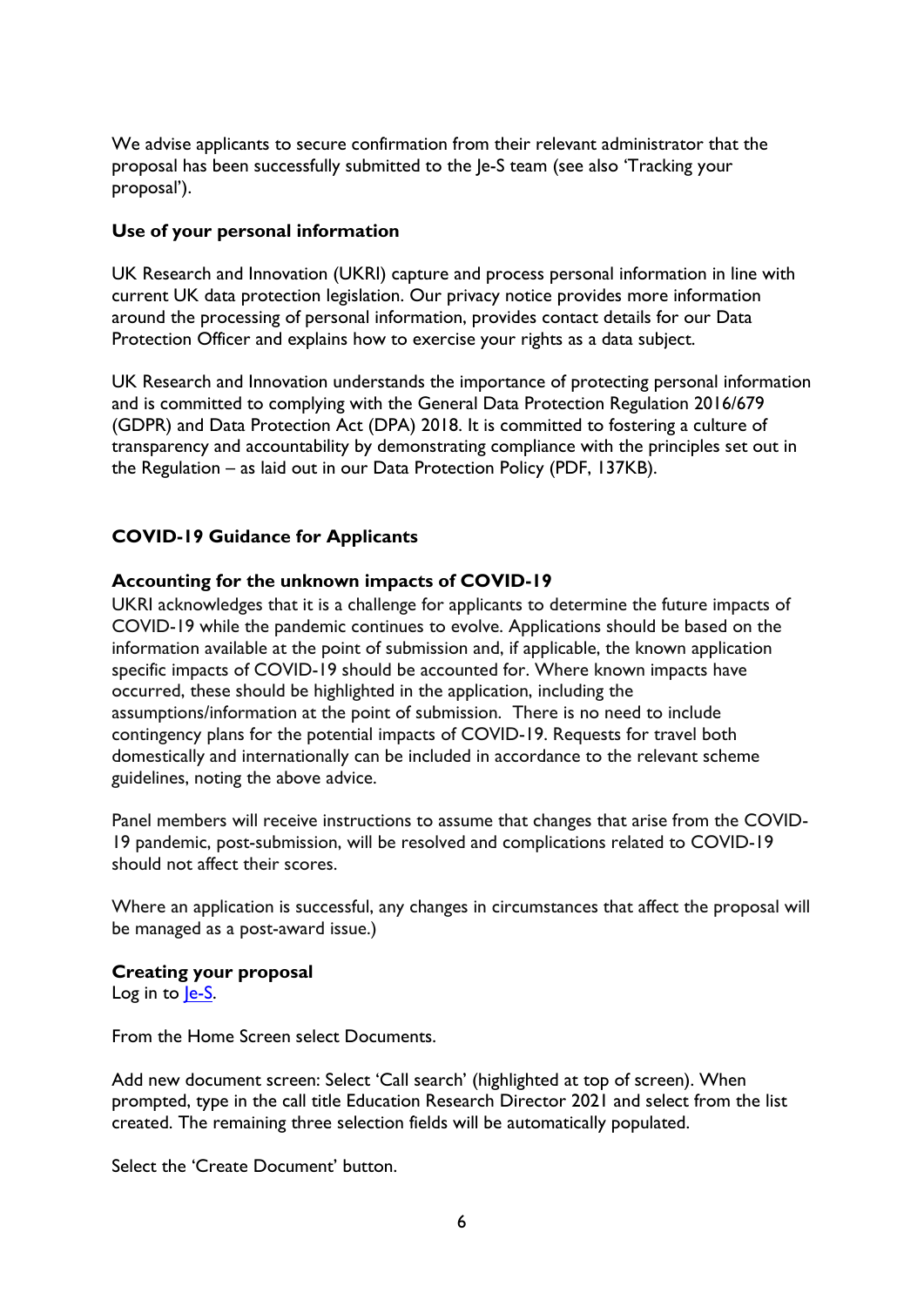We advise applicants to secure confirmation from their relevant administrator that the proposal has been successfully submitted to the Je-S team (see also 'Tracking your proposal').

**Use of your personal information**

UK Research and Innovation (UKRI) capture and process personal information in line with current UK data protection legislation. Our privacy notice provides more information around the processing of personal information, provides contact details for our Data Protection Officer and explains how to exercise your rights as a data subject.

UK Research and Innovation understands the importance of protecting personal information and is committed to complying with the General Data Protection Regulation 2016/679 (GDPR) and Data Protection Act (DPA) 2018. It is committed to fostering a culture of transparency and accountability by demonstrating compliance with the principles set out in the Regulation – as laid out in our Data Protection Policy (PDF, 137KB).

**COVID-19 Guidance for Applicants**

**Accounting for the unknown impacts of COVID-19**

UKRI acknowledges that it is a challenge for applicants to determine the future impacts of COVID-19 while the pandemic continues to evolve. Applications should be based on the information available at the point of submission and, if applicable, the known application specific impacts of COVID-19 should be accounted for. Where known impacts have occurred, these should be highlighted in the application, including the assumptions/information at the point of submission. There is no need to include contingency plans for the potential impacts of COVID-19. Requests for travel both domestically and internationally can be included in accordance to the relevant scheme guidelines, noting the above advice.

Panel members will receive instructions to assume that changes that arise from the COVID-19 pandemic, post-submission, will be resolved and complications related to COVID-19 should not affect their scores.

Where an application is successful, any changes in circumstances that affect the proposal will be managed as a post-award issue.)

**Creating your proposal**

Log in to [Je-S](Je-S).

From the Home Screen select Documents.

Add new document screen: Select 'Call search' (highlighted at top of screen). When prompted, type in the call title Education Research Director 2021 and select from the list created. The remaining three selection fields will be automatically populated.

Select the 'Create Document' button.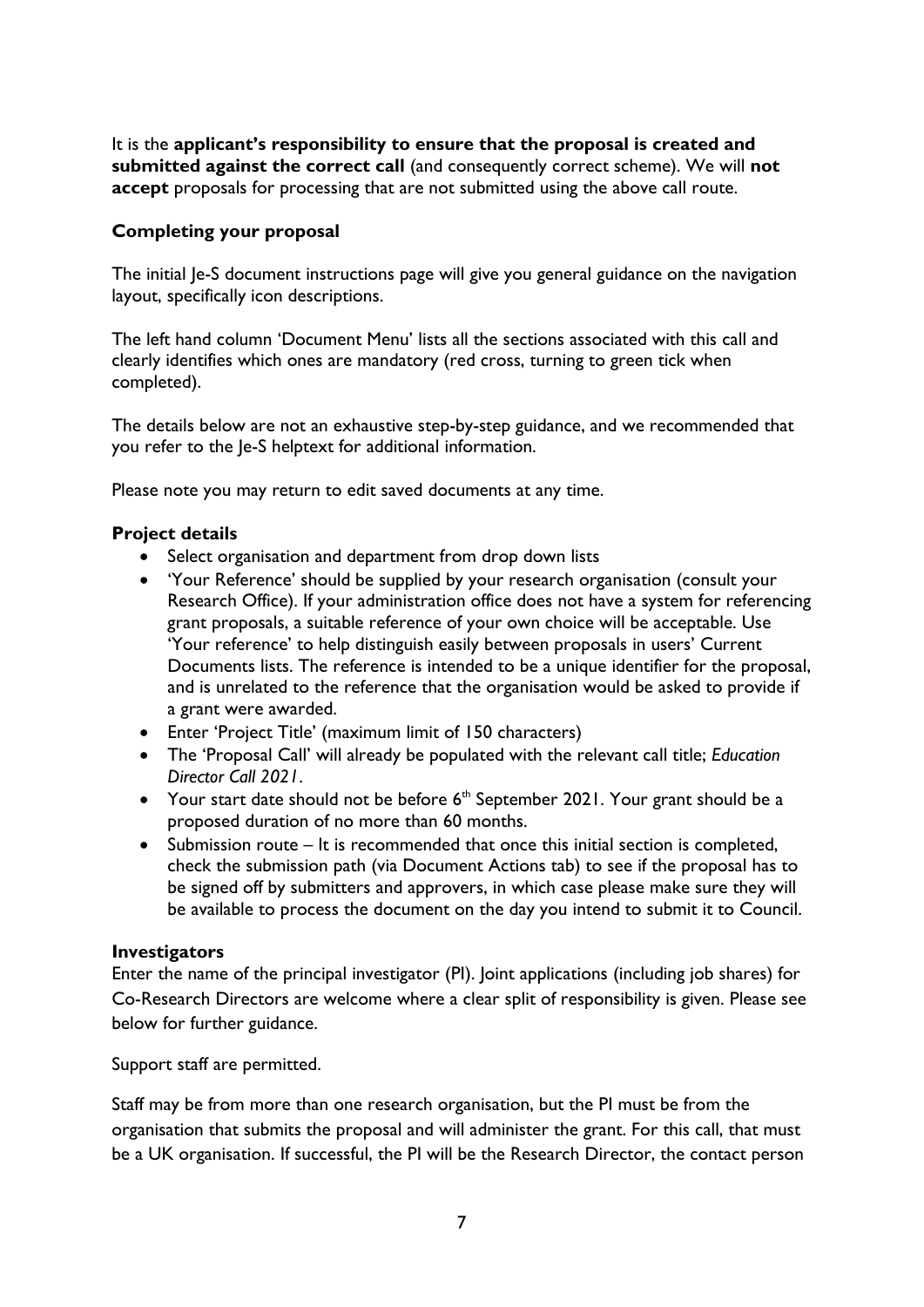It is the **applicant's responsibility to ensure that the proposal is created and submitted against the correct call** (and consequently correct scheme). We will **not accept** proposals for processing that are not submitted using the above call route.

### Completing your proposal

The initial Je-S document instructions page will give you general guidance on the navigation layout, specifically icon descriptions.

The left hand column 'Document Menu' lists all the sections associated with this call and clearly identifies which ones are mandatory (red cross, turning to green tick when completed).

The details below are not an exhaustive step-by-step guidance, and we recommended that you refer to the Je-S helptext for additional information.

Please note you may return to edit saved documents at any time.

### Project details

- Select organisation and department from drop down lists
- 'Your Reference' should be supplied by your research organisation (consult your Research Office). If your administration office does not have a system for referencing grant proposals, a suitable reference of your own choice will be acceptable. Use 'Your reference' to help distinguish easily between proposals in users' Current Documents lists. The reference is intended to be a unique identifier for the proposal, and is unrelated to the reference that the organisation would be asked to provide if a grant were awarded.
- Enter 'Project Title' (maximum limit of 150 characters)
- The 'Proposal Call' will already be populated with the relevant call title; *Education Director Call 2021*.
- Your start date should not be before 6th September 2021. Your grant should be a proposed duration of no more than 60 months.
- Submission route – It is recommended that once this initial section is completed, check the submission path (via Document Actions tab) to see if the proposal has to be signed off by submitters and approvers, in which case please make sure they will be available to process the document on the day you intend to submit it to Council.

### Investigators

Enter the name of the principal investigator (PI). Joint applications (including job shares) for Co-Research Directors are welcome where a clear split of responsibility is given. Please see below for further guidance.

Support staff are permitted.

Staff may be from more than one research organisation, but the PI must be from the organisation that submits the proposal and will administer the grant. For this call, that must be a UK organisation. If successful, the PI will be the Research Director, the contact person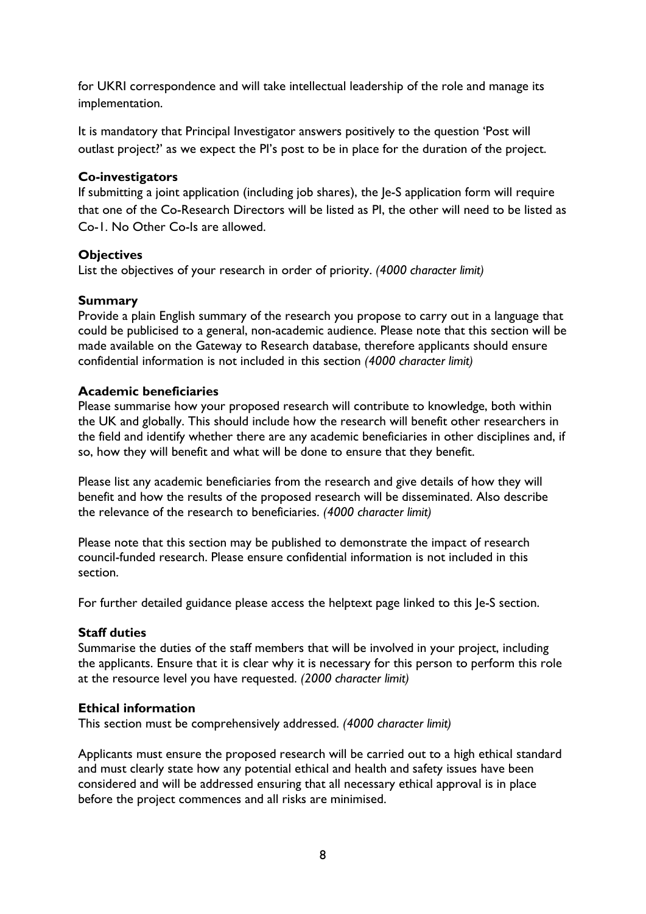for UKRI correspondence and will take intellectual leadership of the role and manage its implementation.

It is mandatory that Principal Investigator answers positively to the question 'Post will outlast project?' as we expect the PI's post to be in place for the duration of the project.

**Co-investigators**
If submitting a joint application (including job shares), the Je-S application form will require that one of the Co-Research Directors will be listed as PI, the other will need to be listed as Co-I. No Other Co-Is are allowed.

**Objectives**
List the objectives of your research in order of priority. *(4000 character limit)*

**Summary**
Provide a plain English summary of the research you propose to carry out in a language that could be publicised to a general, non-academic audience. Please note that this section will be made available on the Gateway to Research database, therefore applicants should ensure confidential information is not included in this section *(4000 character limit)*

**Academic beneficiaries**
Please summarise how your proposed research will contribute to knowledge, both within the UK and globally. This should include how the research will benefit other researchers in the field and identify whether there are any academic beneficiaries in other disciplines and, if so, how they will benefit and what will be done to ensure that they benefit.

Please list any academic beneficiaries from the research and give details of how they will benefit and how the results of the proposed research will be disseminated. Also describe the relevance of the research to beneficiaries. *(4000 character limit)*

Please note that this section may be published to demonstrate the impact of research council-funded research. Please ensure confidential information is not included in this section.

For further detailed guidance please access the helptext page linked to this Je-S section.

**Staff duties**
Summarise the duties of the staff members that will be involved in your project, including the applicants. Ensure that it is clear why it is necessary for this person to perform this role at the resource level you have requested. *(2000 character limit)*

**Ethical information**
This section must be comprehensively addressed. *(4000 character limit)*

Applicants must ensure the proposed research will be carried out to a high ethical standard and must clearly state how any potential ethical and health and safety issues have been considered and will be addressed ensuring that all necessary ethical approval is in place before the project commences and all risks are minimised.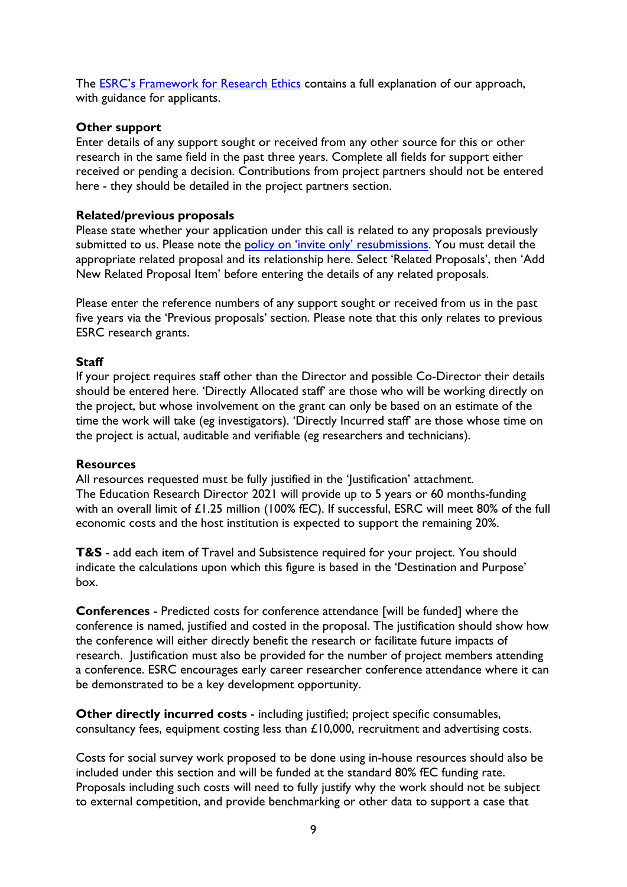The [ESRC's Framework for Research Ethics](#) contains a full explanation of our approach, with guidance for applicants.

**Other support**

Enter details of any support sought or received from any other source for this or other research in the same field in the past three years. Complete all fields for support either received or pending a decision. Contributions from project partners should not be entered here - they should be detailed in the project partners section.

**Related/previous proposals**

Please state whether your application under this call is related to any proposals previously submitted to us. Please note the [policy on 'invite only' resubmissions](#). You must detail the appropriate related proposal and its relationship here. Select 'Related Proposals', then 'Add New Related Proposal Item' before entering the details of any related proposals.

Please enter the reference numbers of any support sought or received from us in the past five years via the 'Previous proposals' section. Please note that this only relates to previous ESRC research grants.

**Staff**

If your project requires staff other than the Director and possible Co-Director their details should be entered here. 'Directly Allocated staff' are those who will be working directly on the project, but whose involvement on the grant can only be based on an estimate of the time the work will take (eg investigators). 'Directly Incurred staff' are those whose time on the project is actual, auditable and verifiable (eg researchers and technicians).

**Resources**

All resources requested must be fully justified in the 'Justification' attachment.
The Education Research Director 2021 will provide up to 5 years or 60 months-funding with an overall limit of £1.25 million (100% fEC). If successful, ESRC will meet 80% of the full economic costs and the host institution is expected to support the remaining 20%.

**T&S** - add each item of Travel and Subsistence required for your project. You should indicate the calculations upon which this figure is based in the 'Destination and Purpose' box.

**Conferences** - Predicted costs for conference attendance [will be funded] where the conference is named, justified and costed in the proposal. The justification should show how the conference will either directly benefit the research or facilitate future impacts of research. Justification must also be provided for the number of project members attending a conference. ESRC encourages early career researcher conference attendance where it can be demonstrated to be a key development opportunity.

**Other directly incurred costs** - including justified; project specific consumables, consultancy fees, equipment costing less than £10,000, recruitment and advertising costs.

Costs for social survey work proposed to be done using in-house resources should also be included under this section and will be funded at the standard 80% fEC funding rate. Proposals including such costs will need to fully justify why the work should not be subject to external competition, and provide benchmarking or other data to support a case that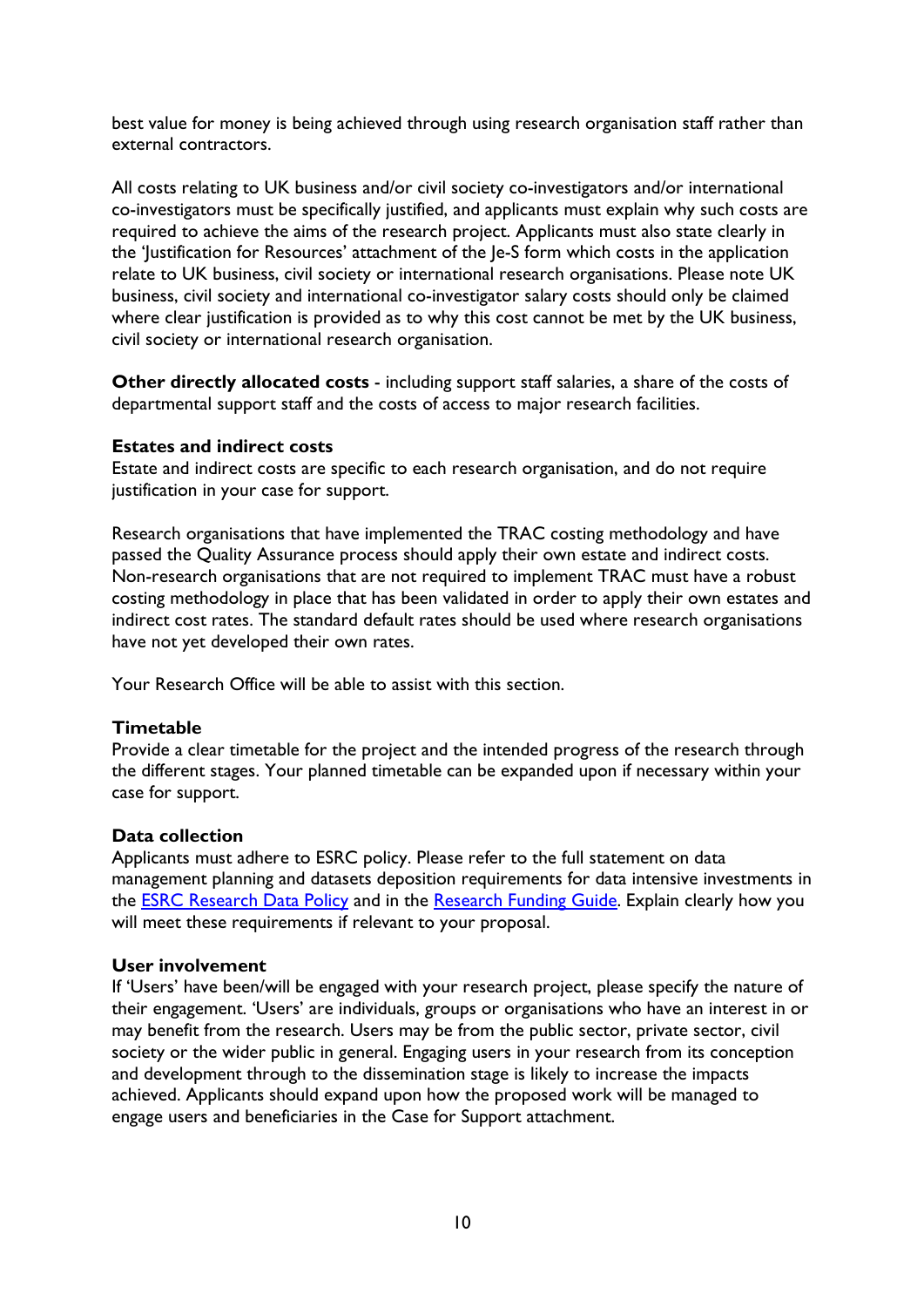best value for money is being achieved through using research organisation staff rather than external contractors.

All costs relating to UK business and/or civil society co-investigators and/or international co-investigators must be specifically justified, and applicants must explain why such costs are required to achieve the aims of the research project. Applicants must also state clearly in the 'Justification for Resources' attachment of the Je-S form which costs in the application relate to UK business, civil society or international research organisations. Please note UK business, civil society and international co-investigator salary costs should only be claimed where clear justification is provided as to why this cost cannot be met by the UK business, civil society or international research organisation.

**Other directly allocated costs** - including support staff salaries, a share of the costs of departmental support staff and the costs of access to major research facilities.

**Estates and indirect costs**
Estate and indirect costs are specific to each research organisation, and do not require justification in your case for support.

Research organisations that have implemented the TRAC costing methodology and have passed the Quality Assurance process should apply their own estate and indirect costs. Non-research organisations that are not required to implement TRAC must have a robust costing methodology in place that has been validated in order to apply their own estates and indirect cost rates. The standard default rates should be used where research organisations have not yet developed their own rates.

Your Research Office will be able to assist with this section.

**Timetable**
Provide a clear timetable for the project and the intended progress of the research through the different stages. Your planned timetable can be expanded upon if necessary within your case for support.

**Data collection**
Applicants must adhere to ESRC policy. Please refer to the full statement on data management planning and datasets deposition requirements for data intensive investments in the [ESRC Research Data Policy]() and in the [Research Funding Guide](). Explain clearly how you will meet these requirements if relevant to your proposal.

**User involvement**
If 'Users' have been/will be engaged with your research project, please specify the nature of their engagement. 'Users' are individuals, groups or organisations who have an interest in or may benefit from the research. Users may be from the public sector, private sector, civil society or the wider public in general. Engaging users in your research from its conception and development through to the dissemination stage is likely to increase the impacts achieved. Applicants should expand upon how the proposed work will be managed to engage users and beneficiaries in the Case for Support attachment.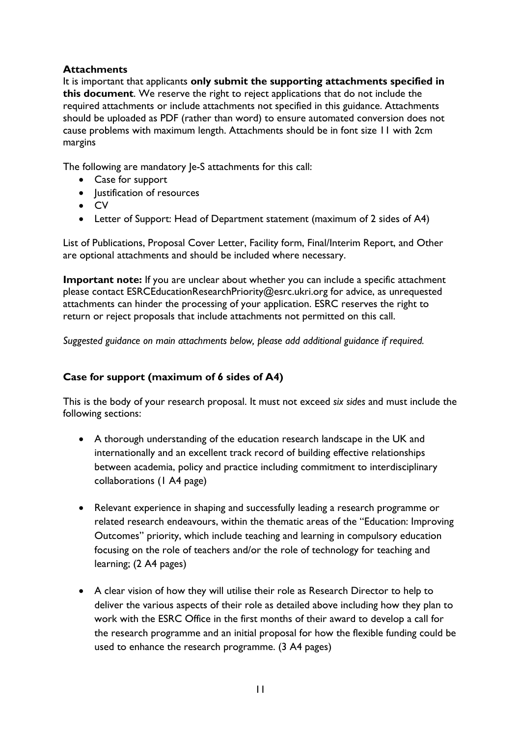**Attachments**

It is important that applicants **only submit the supporting attachments specified in this document**. We reserve the right to reject applications that do not include the required attachments or include attachments not specified in this guidance. Attachments should be uploaded as PDF (rather than word) to ensure automated conversion does not cause problems with maximum length. Attachments should be in font size 11 with 2cm margins

The following are mandatory Je-S attachments for this call:

- Case for support
- Justification of resources
- CV
- Letter of Support: Head of Department statement (maximum of 2 sides of A4)

List of Publications, Proposal Cover Letter, Facility form, Final/Interim Report, and Other are optional attachments and should be included where necessary.

**Important note:** If you are unclear about whether you can include a specific attachment please contact ESRCEducationResearchPriority@esrc.ukri.org for advice, as unrequested attachments can hinder the processing of your application. ESRC reserves the right to return or reject proposals that include attachments not permitted on this call.

*Suggested guidance on main attachments below, please add additional guidance if required.*

**Case for support (maximum of 6 sides of A4)**

This is the body of your research proposal. It must not exceed *six sides* and must include the following sections:

- A thorough understanding of the education research landscape in the UK and internationally and an excellent track record of building effective relationships between academia, policy and practice including commitment to interdisciplinary collaborations (1 A4 page)

- Relevant experience in shaping and successfully leading a research programme or related research endeavours, within the thematic areas of the "Education: Improving Outcomes" priority, which include teaching and learning in compulsory education focusing on the role of teachers and/or the role of technology for teaching and learning; (2 A4 pages)

- A clear vision of how they will utilise their role as Research Director to help to deliver the various aspects of their role as detailed above including how they plan to work with the ESRC Office in the first months of their award to develop a call for the research programme and an initial proposal for how the flexible funding could be used to enhance the research programme. (3 A4 pages)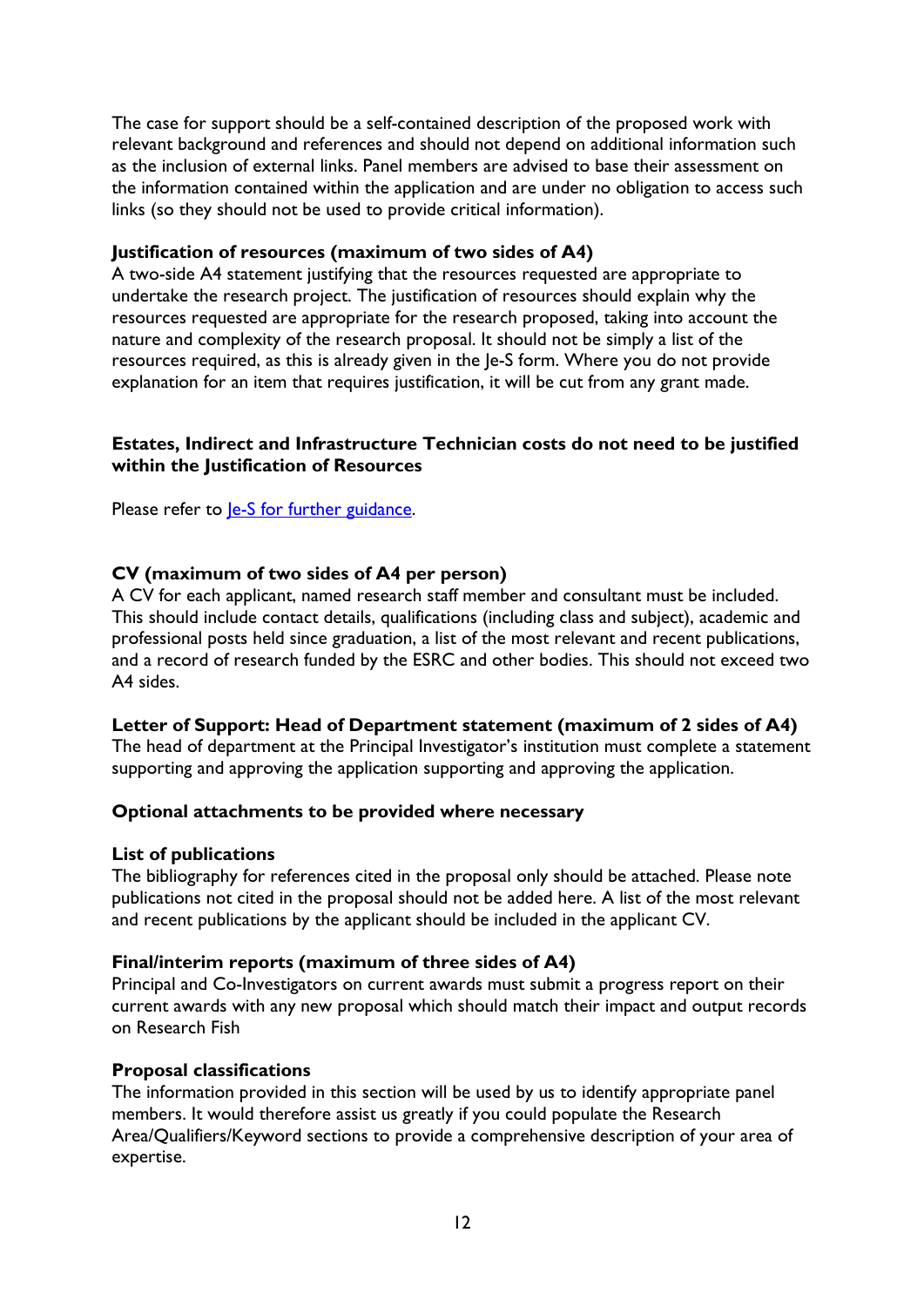The case for support should be a self-contained description of the proposed work with relevant background and references and should not depend on additional information such as the inclusion of external links. Panel members are advised to base their assessment on the information contained within the application and are under no obligation to access such links (so they should not be used to provide critical information).

**Justification of resources (maximum of two sides of A4)**
A two-side A4 statement justifying that the resources requested are appropriate to undertake the research project. The justification of resources should explain why the resources requested are appropriate for the research proposed, taking into account the nature and complexity of the research proposal. It should not be simply a list of the resources required, as this is already given in the Je-S form. Where you do not provide explanation for an item that requires justification, it will be cut from any grant made.

**Estates, Indirect and Infrastructure Technician costs do not need to be justified within the Justification of Resources**

Please refer to [Je-S for further guidance](Je-S for further guidance).

**CV (maximum of two sides of A4 per person)**
A CV for each applicant, named research staff member and consultant must be included. This should include contact details, qualifications (including class and subject), academic and professional posts held since graduation, a list of the most relevant and recent publications, and a record of research funded by the ESRC and other bodies. This should not exceed two A4 sides.

**Letter of Support: Head of Department statement (maximum of 2 sides of A4)**
The head of department at the Principal Investigator's institution must complete a statement supporting and approving the application supporting and approving the application.

**Optional attachments to be provided where necessary**

**List of publications**
The bibliography for references cited in the proposal only should be attached. Please note publications not cited in the proposal should not be added here. A list of the most relevant and recent publications by the applicant should be included in the applicant CV.

**Final/interim reports (maximum of three sides of A4)**
Principal and Co-Investigators on current awards must submit a progress report on their current awards with any new proposal which should match their impact and output records on Research Fish

**Proposal classifications**
The information provided in this section will be used by us to identify appropriate panel members. It would therefore assist us greatly if you could populate the Research Area/Qualifiers/Keyword sections to provide a comprehensive description of your area of expertise.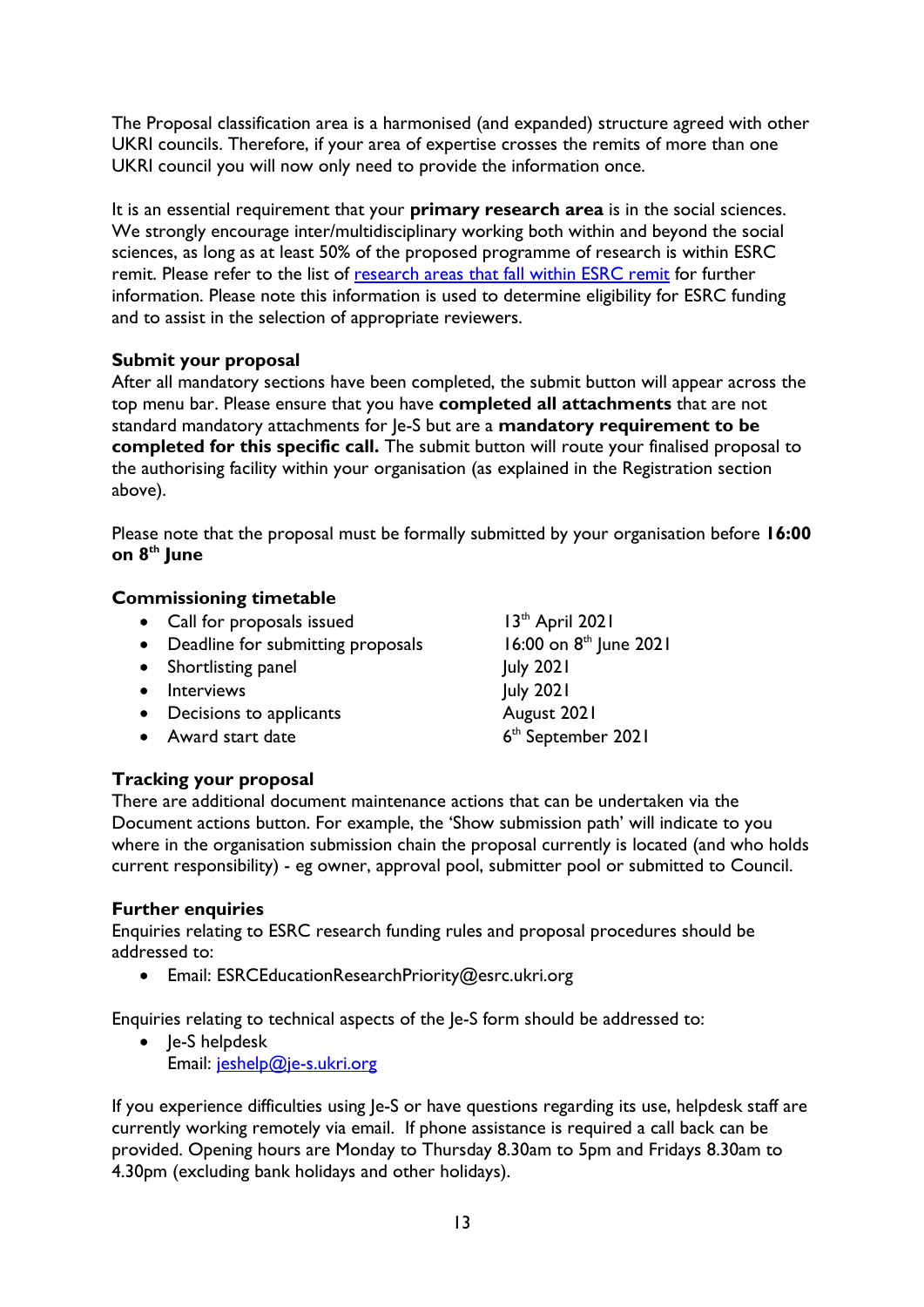The Proposal classification area is a harmonised (and expanded) structure agreed with other UKRI councils. Therefore, if your area of expertise crosses the remits of more than one UKRI council you will now only need to provide the information once.

It is an essential requirement that your **primary research area** is in the social sciences. We strongly encourage inter/multidisciplinary working both within and beyond the social sciences, as long as at least 50% of the proposed programme of research is within ESRC remit. Please refer to the list of [research areas that fall within ESRC remit](research areas that fall within ESRC remit) for further information. Please note this information is used to determine eligibility for ESRC funding and to assist in the selection of appropriate reviewers.

**Submit your proposal**

After all mandatory sections have been completed, the submit button will appear across the top menu bar. Please ensure that you have **completed all attachments** that are not standard mandatory attachments for Je-S but are a **mandatory requirement to be completed for this specific call.** The submit button will route your finalised proposal to the authorising facility within your organisation (as explained in the Registration section above).

Please note that the proposal must be formally submitted by your organisation before **16:00 on 8th June**

**Commissioning timetable**

- Call for proposals issued — 13th April 2021
- Deadline for submitting proposals — 16:00 on 8th June 2021
- Shortlisting panel — July 2021
- Interviews — July 2021
- Decisions to applicants — August 2021
- Award start date — 6th September 2021

**Tracking your proposal**

There are additional document maintenance actions that can be undertaken via the Document actions button. For example, the 'Show submission path' will indicate to you where in the organisation submission chain the proposal currently is located (and who holds current responsibility) - eg owner, approval pool, submitter pool or submitted to Council.

**Further enquiries**

Enquiries relating to ESRC research funding rules and proposal procedures should be addressed to:

- Email: ESRCEducationResearchPriority@esrc.ukri.org

Enquiries relating to technical aspects of the Je-S form should be addressed to:

- Je-S helpdesk
  Email: [jeshelp@je-s.ukri.org](mailto:jeshelp@je-s.ukri.org)

If you experience difficulties using Je-S or have questions regarding its use, helpdesk staff are currently working remotely via email. If phone assistance is required a call back can be provided. Opening hours are Monday to Thursday 8.30am to 5pm and Fridays 8.30am to 4.30pm (excluding bank holidays and other holidays).